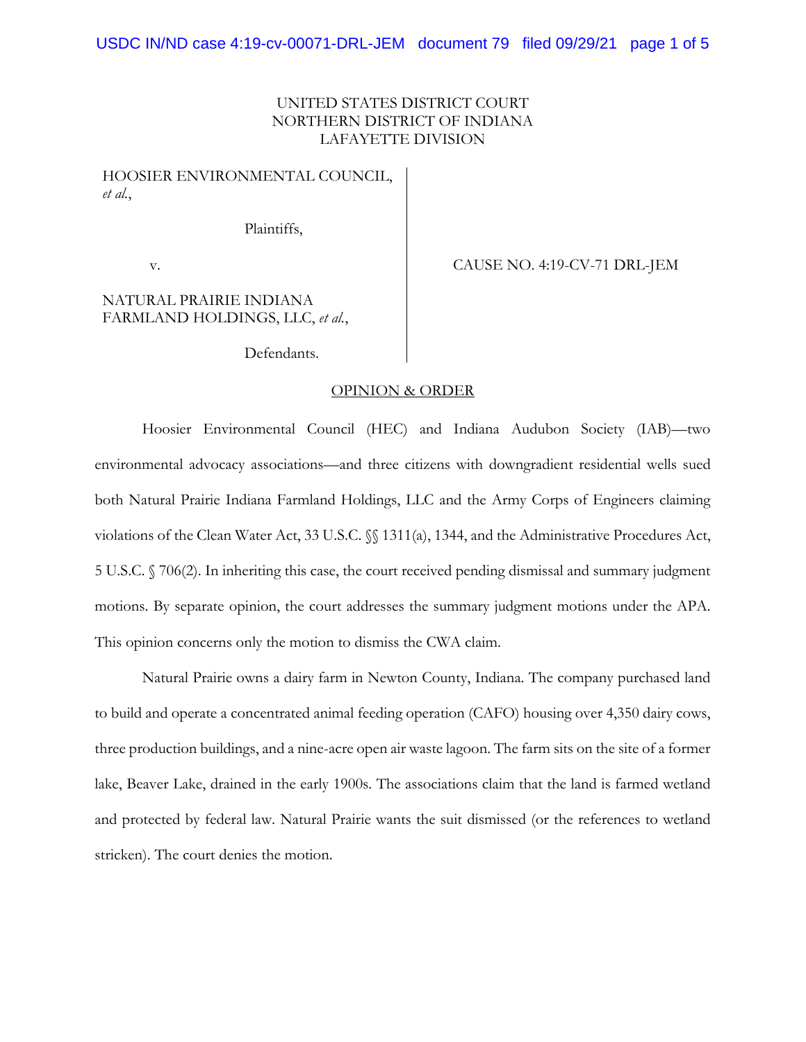UNITED STATES DISTRICT COURT
NORTHERN DISTRICT OF INDIANA
LAFAYETTE DIVISION

HOOSIER ENVIRONMENTAL COUNCIL, *et al.*,

Plaintiffs,

v.

NATURAL PRAIRIE INDIANA FARMLAND HOLDINGS, LLC, *et al.*,

Defendants.

CAUSE NO. 4:19-CV-71 DRL-JEM

OPINION & ORDER

Hoosier Environmental Council (HEC) and Indiana Audubon Society (IAB)—two environmental advocacy associations—and three citizens with downgradient residential wells sued both Natural Prairie Indiana Farmland Holdings, LLC and the Army Corps of Engineers claiming violations of the Clean Water Act, 33 U.S.C. §§ 1311(a), 1344, and the Administrative Procedures Act, 5 U.S.C. § 706(2). In inheriting this case, the court received pending dismissal and summary judgment motions. By separate opinion, the court addresses the summary judgment motions under the APA. This opinion concerns only the motion to dismiss the CWA claim.

Natural Prairie owns a dairy farm in Newton County, Indiana. The company purchased land to build and operate a concentrated animal feeding operation (CAFO) housing over 4,350 dairy cows, three production buildings, and a nine-acre open air waste lagoon. The farm sits on the site of a former lake, Beaver Lake, drained in the early 1900s. The associations claim that the land is farmed wetland and protected by federal law. Natural Prairie wants the suit dismissed (or the references to wetland stricken). The court denies the motion.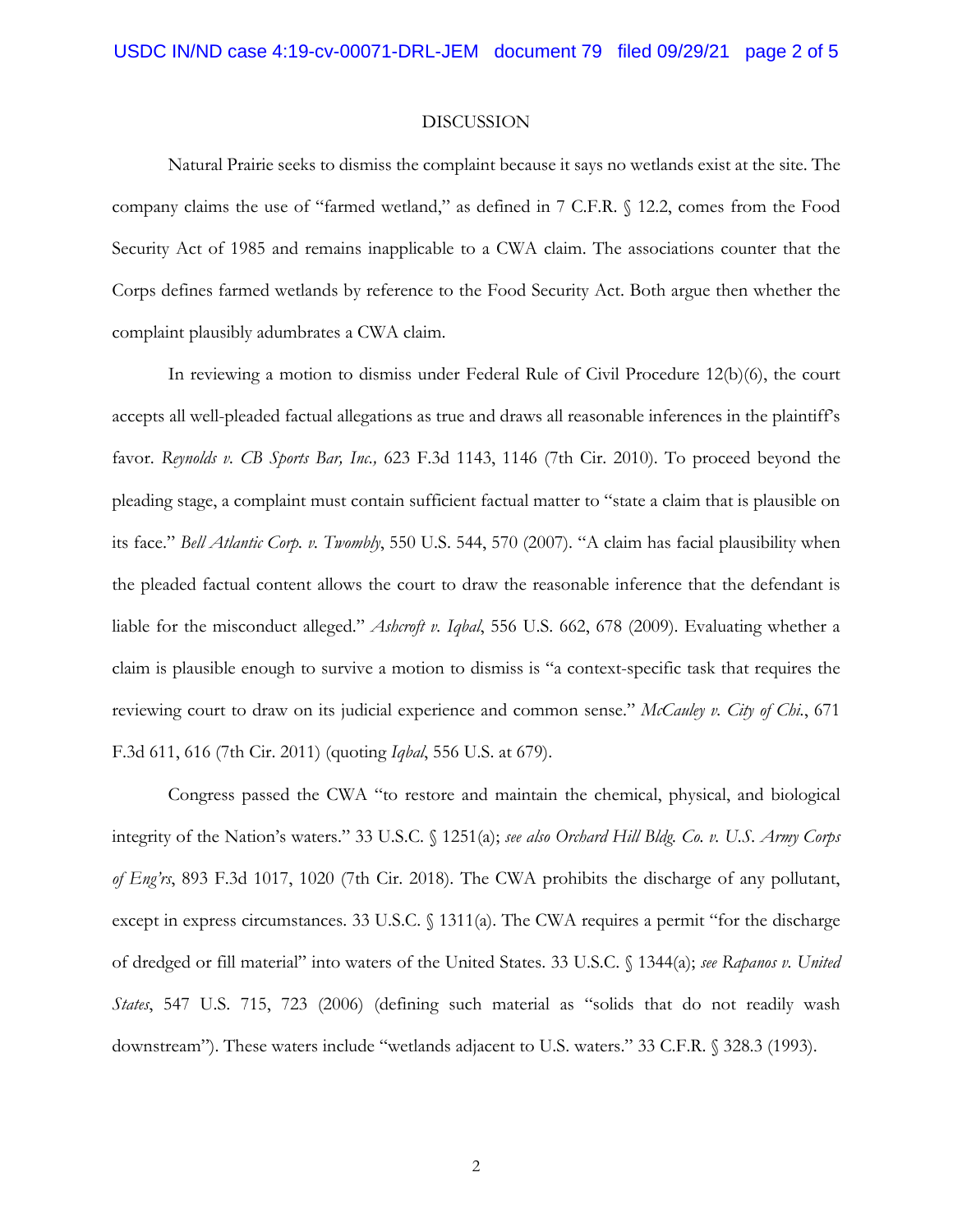## DISCUSSION

Natural Prairie seeks to dismiss the complaint because it says no wetlands exist at the site. The company claims the use of "farmed wetland," as defined in 7 C.F.R. § 12.2, comes from the Food Security Act of 1985 and remains inapplicable to a CWA claim. The associations counter that the Corps defines farmed wetlands by reference to the Food Security Act. Both argue then whether the complaint plausibly adumbrates a CWA claim.

In reviewing a motion to dismiss under Federal Rule of Civil Procedure 12(b)(6), the court accepts all well-pleaded factual allegations as true and draws all reasonable inferences in the plaintiff's favor. *Reynolds v. CB Sports Bar, Inc.,* 623 F.3d 1143, 1146 (7th Cir. 2010). To proceed beyond the pleading stage, a complaint must contain sufficient factual matter to "state a claim that is plausible on its face." *Bell Atlantic Corp. v. Twombly*, 550 U.S. 544, 570 (2007). "A claim has facial plausibility when the pleaded factual content allows the court to draw the reasonable inference that the defendant is liable for the misconduct alleged." *Ashcroft v. Iqbal*, 556 U.S. 662, 678 (2009). Evaluating whether a claim is plausible enough to survive a motion to dismiss is "a context-specific task that requires the reviewing court to draw on its judicial experience and common sense." *McCauley v. City of Chi.*, 671 F.3d 611, 616 (7th Cir. 2011) (quoting *Iqbal*, 556 U.S. at 679).

Congress passed the CWA "to restore and maintain the chemical, physical, and biological integrity of the Nation's waters." 33 U.S.C. § 1251(a); *see also Orchard Hill Bldg. Co. v. U.S. Army Corps of Eng'rs*, 893 F.3d 1017, 1020 (7th Cir. 2018). The CWA prohibits the discharge of any pollutant, except in express circumstances. 33 U.S.C. § 1311(a). The CWA requires a permit "for the discharge of dredged or fill material" into waters of the United States. 33 U.S.C. § 1344(a); *see Rapanos v. United States*, 547 U.S. 715, 723 (2006) (defining such material as "solids that do not readily wash downstream"). These waters include "wetlands adjacent to U.S. waters." 33 C.F.R. § 328.3 (1993).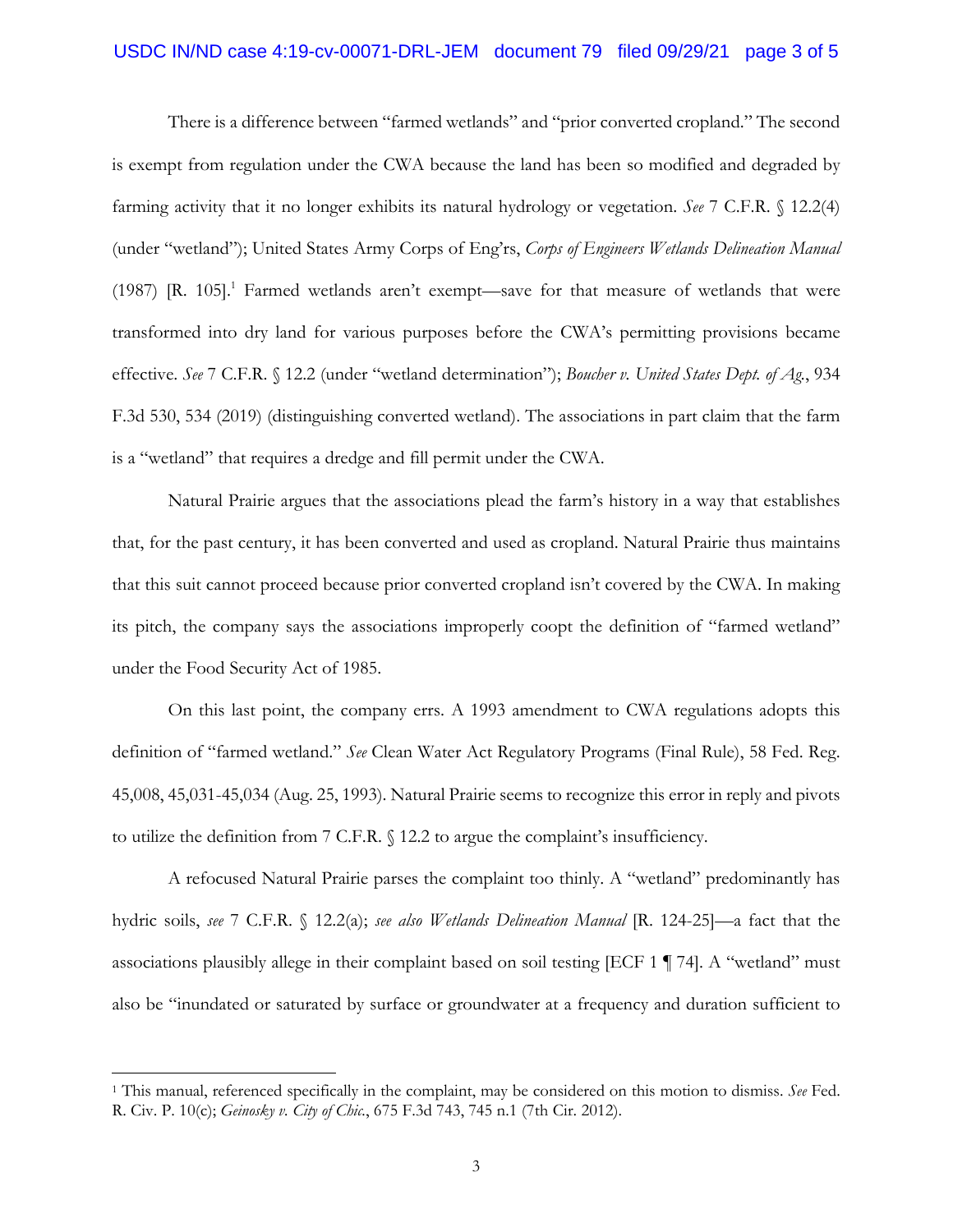There is a difference between "farmed wetlands" and "prior converted cropland." The second is exempt from regulation under the CWA because the land has been so modified and degraded by farming activity that it no longer exhibits its natural hydrology or vegetation. *See* 7 C.F.R. § 12.2(4) (under "wetland"); United States Army Corps of Eng'rs, *Corps of Engineers Wetlands Delineation Manual* (1987) [R. 105].[1] Farmed wetlands aren't exempt—save for that measure of wetlands that were transformed into dry land for various purposes before the CWA's permitting provisions became effective. *See* 7 C.F.R. § 12.2 (under "wetland determination"); *Boucher v. United States Dept. of Ag.*, 934 F.3d 530, 534 (2019) (distinguishing converted wetland). The associations in part claim that the farm is a "wetland" that requires a dredge and fill permit under the CWA.

Natural Prairie argues that the associations plead the farm's history in a way that establishes that, for the past century, it has been converted and used as cropland. Natural Prairie thus maintains that this suit cannot proceed because prior converted cropland isn't covered by the CWA. In making its pitch, the company says the associations improperly coopt the definition of "farmed wetland" under the Food Security Act of 1985.

On this last point, the company errs. A 1993 amendment to CWA regulations adopts this definition of "farmed wetland." *See* Clean Water Act Regulatory Programs (Final Rule), 58 Fed. Reg. 45,008, 45,031-45,034 (Aug. 25, 1993). Natural Prairie seems to recognize this error in reply and pivots to utilize the definition from 7 C.F.R. § 12.2 to argue the complaint's insufficiency.

A refocused Natural Prairie parses the complaint too thinly. A "wetland" predominantly has hydric soils, *see* 7 C.F.R. § 12.2(a); *see also Wetlands Delineation Manual* [R. 124-25]—a fact that the associations plausibly allege in their complaint based on soil testing [ECF 1 ¶ 74]. A "wetland" must also be "inundated or saturated by surface or groundwater at a frequency and duration sufficient to

---

[1] This manual, referenced specifically in the complaint, may be considered on this motion to dismiss. *See* Fed. R. Civ. P. 10(c); *Geinosky v. City of Chic.*, 675 F.3d 743, 745 n.1 (7th Cir. 2012).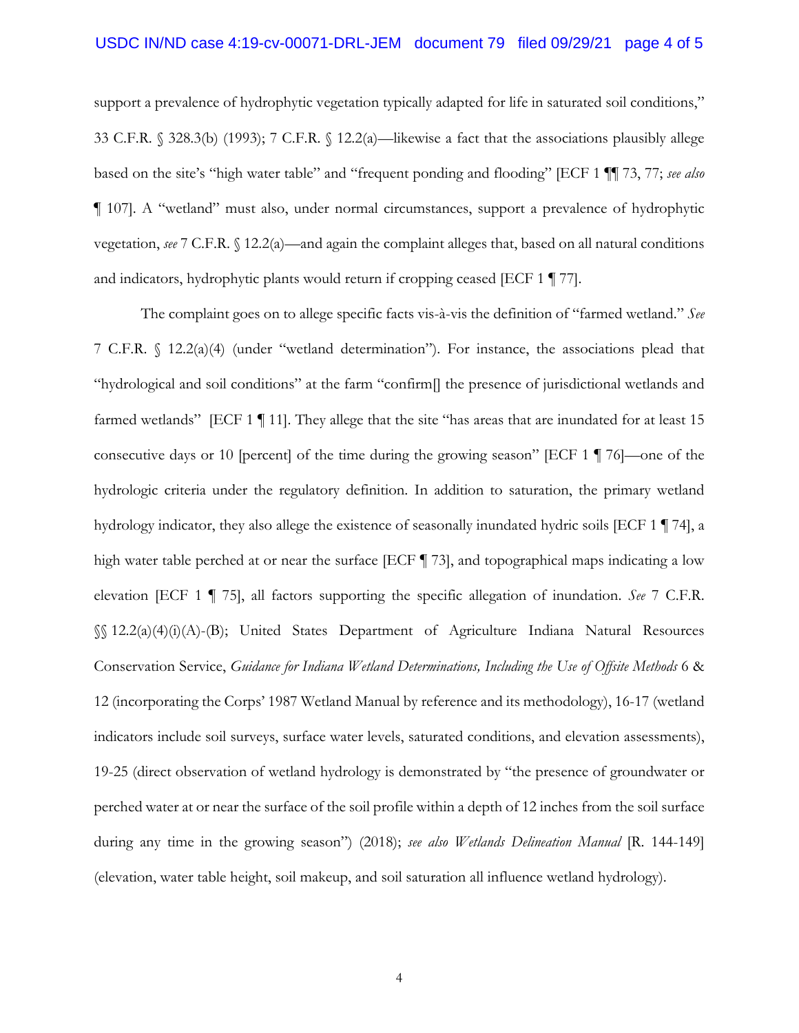support a prevalence of hydrophytic vegetation typically adapted for life in saturated soil conditions," 33 C.F.R. § 328.3(b) (1993); 7 C.F.R. § 12.2(a)—likewise a fact that the associations plausibly allege based on the site's "high water table" and "frequent ponding and flooding" [ECF 1 ¶¶ 73, 77; *see also* ¶ 107]. A "wetland" must also, under normal circumstances, support a prevalence of hydrophytic vegetation, *see* 7 C.F.R. § 12.2(a)—and again the complaint alleges that, based on all natural conditions and indicators, hydrophytic plants would return if cropping ceased [ECF 1 ¶ 77].

The complaint goes on to allege specific facts vis-à-vis the definition of "farmed wetland." *See* 7 C.F.R. § 12.2(a)(4) (under "wetland determination"). For instance, the associations plead that "hydrological and soil conditions" at the farm "confirm[] the presence of jurisdictional wetlands and farmed wetlands" [ECF 1 ¶ 11]. They allege that the site "has areas that are inundated for at least 15 consecutive days or 10 [percent] of the time during the growing season" [ECF 1 ¶ 76]—one of the hydrologic criteria under the regulatory definition. In addition to saturation, the primary wetland hydrology indicator, they also allege the existence of seasonally inundated hydric soils [ECF 1 ¶ 74], a high water table perched at or near the surface [ECF ¶ 73], and topographical maps indicating a low elevation [ECF 1 ¶ 75], all factors supporting the specific allegation of inundation. *See* 7 C.F.R. §§ 12.2(a)(4)(i)(A)-(B); United States Department of Agriculture Indiana Natural Resources Conservation Service, *Guidance for Indiana Wetland Determinations, Including the Use of Offsite Methods* 6 & 12 (incorporating the Corps' 1987 Wetland Manual by reference and its methodology), 16-17 (wetland indicators include soil surveys, surface water levels, saturated conditions, and elevation assessments), 19-25 (direct observation of wetland hydrology is demonstrated by "the presence of groundwater or perched water at or near the surface of the soil profile within a depth of 12 inches from the soil surface during any time in the growing season") (2018); *see also Wetlands Delineation Manual* [R. 144-149] (elevation, water table height, soil makeup, and soil saturation all influence wetland hydrology).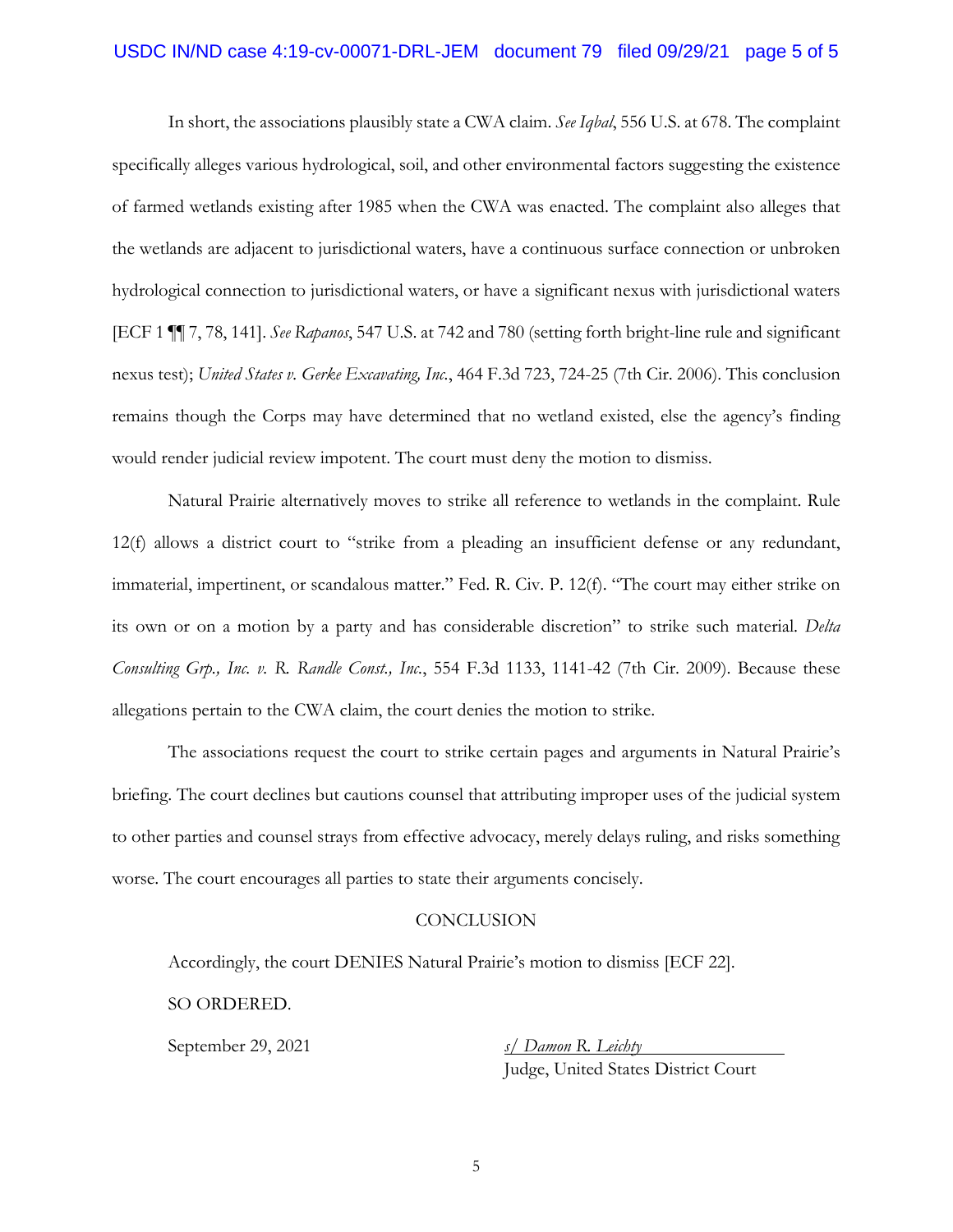In short, the associations plausibly state a CWA claim. *See Iqbal*, 556 U.S. at 678. The complaint specifically alleges various hydrological, soil, and other environmental factors suggesting the existence of farmed wetlands existing after 1985 when the CWA was enacted. The complaint also alleges that the wetlands are adjacent to jurisdictional waters, have a continuous surface connection or unbroken hydrological connection to jurisdictional waters, or have a significant nexus with jurisdictional waters [ECF 1 ¶¶ 7, 78, 141]. *See Rapanos*, 547 U.S. at 742 and 780 (setting forth bright-line rule and significant nexus test); *United States v. Gerke Excavating, Inc.*, 464 F.3d 723, 724-25 (7th Cir. 2006). This conclusion remains though the Corps may have determined that no wetland existed, else the agency's finding would render judicial review impotent. The court must deny the motion to dismiss.

Natural Prairie alternatively moves to strike all reference to wetlands in the complaint. Rule 12(f) allows a district court to "strike from a pleading an insufficient defense or any redundant, immaterial, impertinent, or scandalous matter." Fed. R. Civ. P. 12(f). "The court may either strike on its own or on a motion by a party and has considerable discretion" to strike such material. *Delta Consulting Grp., Inc. v. R. Randle Const., Inc.*, 554 F.3d 1133, 1141-42 (7th Cir. 2009). Because these allegations pertain to the CWA claim, the court denies the motion to strike.

The associations request the court to strike certain pages and arguments in Natural Prairie's briefing. The court declines but cautions counsel that attributing improper uses of the judicial system to other parties and counsel strays from effective advocacy, merely delays ruling, and risks something worse. The court encourages all parties to state their arguments concisely.

## CONCLUSION

Accordingly, the court DENIES Natural Prairie's motion to dismiss [ECF 22].

SO ORDERED.

September 29, 2021

*s/ Damon R. Leichty*
Judge, United States District Court